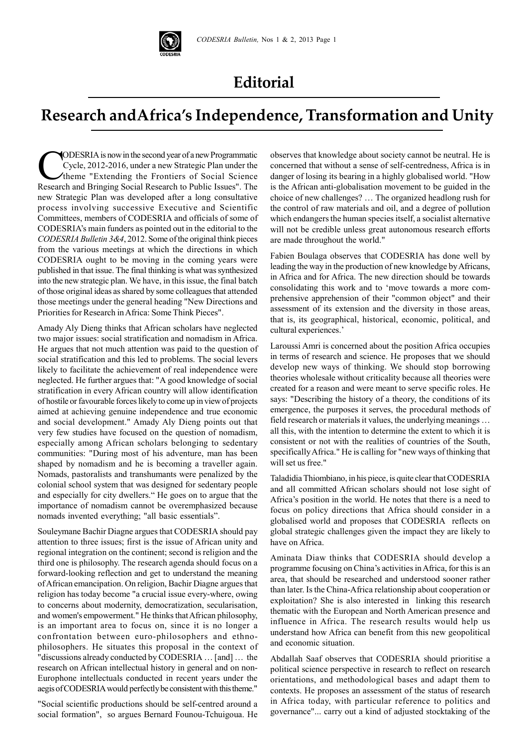# Editorial

## Research and Africa's Independence, Transformation and Unity

CODESRIA is now in the second year of a new Programmatic Cycle, 2012-2016, under a new Strategic Plan under the theme "Extending the Frontiers of Social Science Research and Bringing Social Research to Public Issues". The new Strategic Plan was developed after a long consultative process involving successive Executive and Scientific Committees, members of CODESRIA and officials of some of CODESRIA's main funders as pointed out in the editorial to the *CODESRIA Bulletin 3&4*, 2012. Some of the original think pieces from the various meetings at which the directions in which CODESRIA ought to be moving in the coming years were published in that issue. The final thinking is what was synthesized into the new strategic plan. We have, in this issue, the final batch of those original ideas as shared by some colleagues that attended those meetings under the general heading "New Directions and Priorities for Research in Africa: Some Think Pieces".

Amady Aly Dieng thinks that African scholars have neglected two major issues: social stratification and nomadism in Africa. He argues that not much attention was paid to the question of social stratification and this led to problems. The social levers likely to facilitate the achievement of real independence were neglected. He further argues that: "A good knowledge of social stratification in every African country will allow identification of hostile or favourable forces likely to come up in view of projects aimed at achieving genuine independence and true economic and social development." Amady Aly Dieng points out that very few studies have focused on the question of nomadism, especially among African scholars belonging to sedentary communities: "During most of his adventure, man has been shaped by nomadism and he is becoming a traveller again. Nomads, pastoralists and transhumants were penalized by the colonial school system that was designed for sedentary people and especially for city dwellers." He goes on to argue that the importance of nomadism cannot be overemphasized because nomads invented everything; "all basic essentials".

Souleymane Bachir Diagne argues that CODESRIA should pay attention to three issues; first is the issue of African unity and regional integration on the continent; second is religion and the third one is philosophy. The research agenda should focus on a forward-looking reflection and get to understand the meaning of African emancipation. On religion, Bachir Diagne argues that religion has today become "a crucial issue every-where, owing to concerns about modernity, democratization, secularisation, and women's empowerment." He thinks that African philosophy, is an important area to focus on, since it is no longer a confrontation between euro-philosophers and ethno-philosophers. He situates this proposal in the context of "discussions already conducted by CODESRIA … [and] … the research on African intellectual history in general and on non-Europhone intellectuals conducted in recent years under the aegis of CODESRIA would perfectly be consistent with this theme."

"Social scientific productions should be self-centred around a social formation", so argues Bernard Founou-Tchuigoua. He observes that knowledge about society cannot be neutral. He is concerned that without a sense of self-centredness, Africa is in danger of losing its bearing in a highly globalised world. "How is the African anti-globalisation movement to be guided in the choice of new challenges? … The organized headlong rush for the control of raw materials and oil, and a degree of pollution which endangers the human species itself, a socialist alternative will not be credible unless great autonomous research efforts are made throughout the world."

Fabien Boulaga observes that CODESRIA has done well by leading the way in the production of new knowledge by Africans, in Africa and for Africa. The new direction should be towards consolidating this work and to 'move towards a more comprehensive apprehension of their "common object" and their assessment of its extension and the diversity in those areas, that is, its geographical, historical, economic, political, and cultural experiences.'

Laroussi Amri is concerned about the position Africa occupies in terms of research and science. He proposes that we should develop new ways of thinking. We should stop borrowing theories wholesale without criticality because all theories were created for a reason and were meant to serve specific roles. He says: "Describing the history of a theory, the conditions of its emergence, the purposes it serves, the procedural methods of field research or materials it values, the underlying meanings … all this, with the intention to determine the extent to which it is consistent or not with the realities of countries of the South, specifically Africa." He is calling for "new ways of thinking that will set us free."

Taladidia Thiombiano, in his piece, is quite clear that CODESRIA and all committed African scholars should not lose sight of Africa's position in the world. He notes that there is a need to focus on policy directions that Africa should consider in a globalised world and proposes that CODESRIA reflects on global strategic challenges given the impact they are likely to have on Africa.

Aminata Diaw thinks that CODESRIA should develop a programme focusing on China's activities in Africa, for this is an area, that should be researched and understood sooner rather than later. Is the China-Africa relationship about cooperation or exploitation? She is also interested in linking this research thematic with the European and North American presence and influence in Africa. The research results would help us understand how Africa can benefit from this new geopolitical and economic situation.

Abdallah Saaf observes that CODESRIA should prioritise a political science perspective in research to reflect on research orientations, and methodological bases and adapt them to contexts. He proposes an assessment of the status of research in Africa today, with particular reference to politics and governance"... carry out a kind of adjusted stocktaking of the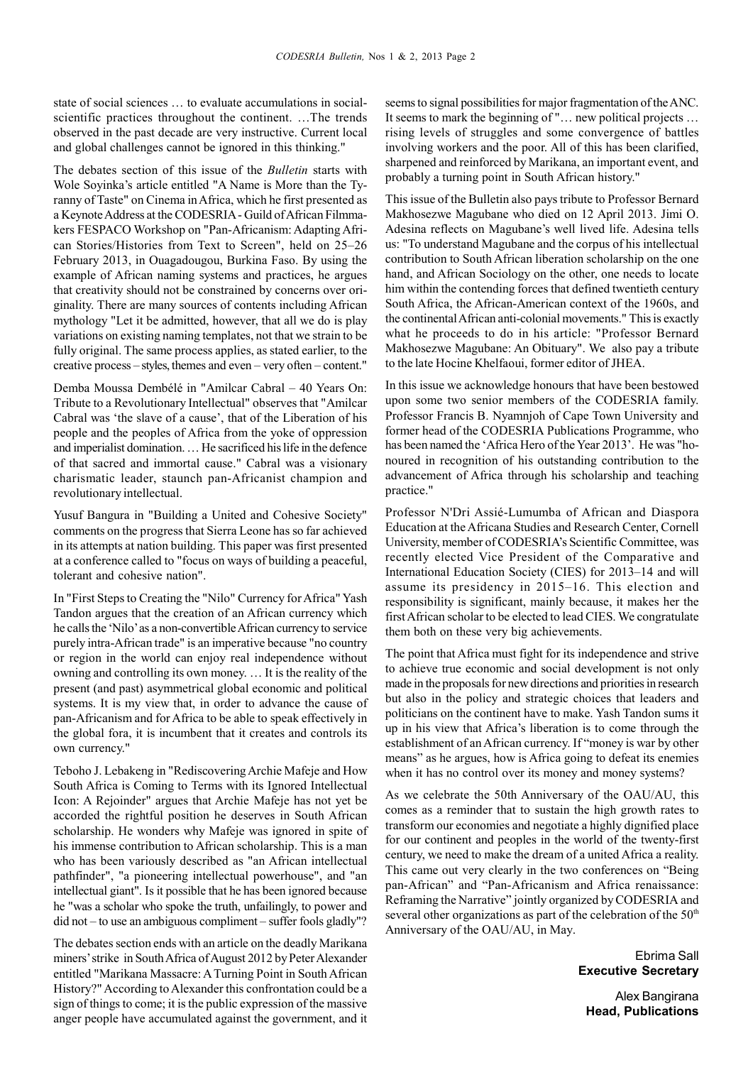state of social sciences … to evaluate accumulations in social-scientific practices throughout the continent. …The trends observed in the past decade are very instructive. Current local and global challenges cannot be ignored in this thinking."

The debates section of this issue of the *Bulletin* starts with Wole Soyinka's article entitled "A Name is More than the Tyranny of Taste" on Cinema in Africa, which he first presented as a Keynote Address at the CODESRIA - Guild of African Filmmakers FESPACO Workshop on "Pan-Africanism: Adapting African Stories/Histories from Text to Screen", held on 25–26 February 2013, in Ouagadougou, Burkina Faso. By using the example of African naming systems and practices, he argues that creativity should not be constrained by concerns over originality. There are many sources of contents including African mythology "Let it be admitted, however, that all we do is play variations on existing naming templates, not that we strain to be fully original. The same process applies, as stated earlier, to the creative process – styles, themes and even – very often – content."

Demba Moussa Dembélé in "Amilcar Cabral – 40 Years On: Tribute to a Revolutionary Intellectual" observes that "Amilcar Cabral was 'the slave of a cause', that of the Liberation of his people and the peoples of Africa from the yoke of oppression and imperialist domination. … He sacrificed his life in the defence of that sacred and immortal cause." Cabral was a visionary charismatic leader, staunch pan-Africanist champion and revolutionary intellectual.

Yusuf Bangura in "Building a United and Cohesive Society" comments on the progress that Sierra Leone has so far achieved in its attempts at nation building. This paper was first presented at a conference called to "focus on ways of building a peaceful, tolerant and cohesive nation".

In "First Steps to Creating the "Nilo" Currency for Africa" Yash Tandon argues that the creation of an African currency which he calls the 'Nilo' as a non-convertible African currency to service purely intra-African trade" is an imperative because "no country or region in the world can enjoy real independence without owning and controlling its own money. … It is the reality of the present (and past) asymmetrical global economic and political systems. It is my view that, in order to advance the cause of pan-Africanism and for Africa to be able to speak effectively in the global fora, it is incumbent that it creates and controls its own currency."

Teboho J. Lebakeng in "Rediscovering Archie Mafeje and How South Africa is Coming to Terms with its Ignored Intellectual Icon: A Rejoinder" argues that Archie Mafeje has not yet be accorded the rightful position he deserves in South African scholarship. He wonders why Mafeje was ignored in spite of his immense contribution to African scholarship. This is a man who has been variously described as "an African intellectual pathfinder", "a pioneering intellectual powerhouse", and "an intellectual giant". Is it possible that he has been ignored because he "was a scholar who spoke the truth, unfailingly, to power and did not – to use an ambiguous compliment – suffer fools gladly"?

The debates section ends with an article on the deadly Marikana miners' strike in South Africa of August 2012 by Peter Alexander entitled "Marikana Massacre: A Turning Point in South African History?" According to Alexander this confrontation could be a sign of things to come; it is the public expression of the massive anger people have accumulated against the government, and it seems to signal possibilities for major fragmentation of the ANC. It seems to mark the beginning of "… new political projects … rising levels of struggles and some convergence of battles involving workers and the poor. All of this has been clarified, sharpened and reinforced by Marikana, an important event, and probably a turning point in South African history."

This issue of the Bulletin also pays tribute to Professor Bernard Makhosezwe Magubane who died on 12 April 2013. Jimi O. Adesina reflects on Magubane's well lived life. Adesina tells us: "To understand Magubane and the corpus of his intellectual contribution to South African liberation scholarship on the one hand, and African Sociology on the other, one needs to locate him within the contending forces that defined twentieth century South Africa, the African-American context of the 1960s, and the continental African anti-colonial movements." This is exactly what he proceeds to do in his article: "Professor Bernard Makhosezwe Magubane: An Obituary". We also pay a tribute to the late Hocine Khelfaoui, former editor of JHEA.

In this issue we acknowledge honours that have been bestowed upon some two senior members of the CODESRIA family. Professor Francis B. Nyamnjoh of Cape Town University and former head of the CODESRIA Publications Programme, who has been named the 'Africa Hero of the Year 2013'. He was "honoured in recognition of his outstanding contribution to the advancement of Africa through his scholarship and teaching practice."

Professor N'Dri Assié-Lumumba of African and Diaspora Education at the Africana Studies and Research Center, Cornell University, member of CODESRIA's Scientific Committee, was recently elected Vice President of the Comparative and International Education Society (CIES) for 2013–14 and will assume its presidency in 2015–16. This election and responsibility is significant, mainly because, it makes her the first African scholar to be elected to lead CIES. We congratulate them both on these very big achievements.

The point that Africa must fight for its independence and strive to achieve true economic and social development is not only made in the proposals for new directions and priorities in research but also in the policy and strategic choices that leaders and politicians on the continent have to make. Yash Tandon sums it up in his view that Africa's liberation is to come through the establishment of an African currency. If "money is war by other means" as he argues, how is Africa going to defeat its enemies when it has no control over its money and money systems?

As we celebrate the 50th Anniversary of the OAU/AU, this comes as a reminder that to sustain the high growth rates to transform our economies and negotiate a highly dignified place for our continent and peoples in the world of the twenty-first century, we need to make the dream of a united Africa a reality. This came out very clearly in the two conferences on "Being pan-African" and "Pan-Africanism and Africa renaissance: Reframing the Narrative" jointly organized by CODESRIA and several other organizations as part of the celebration of the 50th Anniversary of the OAU/AU, in May.

Ebrima Sall
**Executive Secretary**

Alex Bangirana
**Head, Publications**